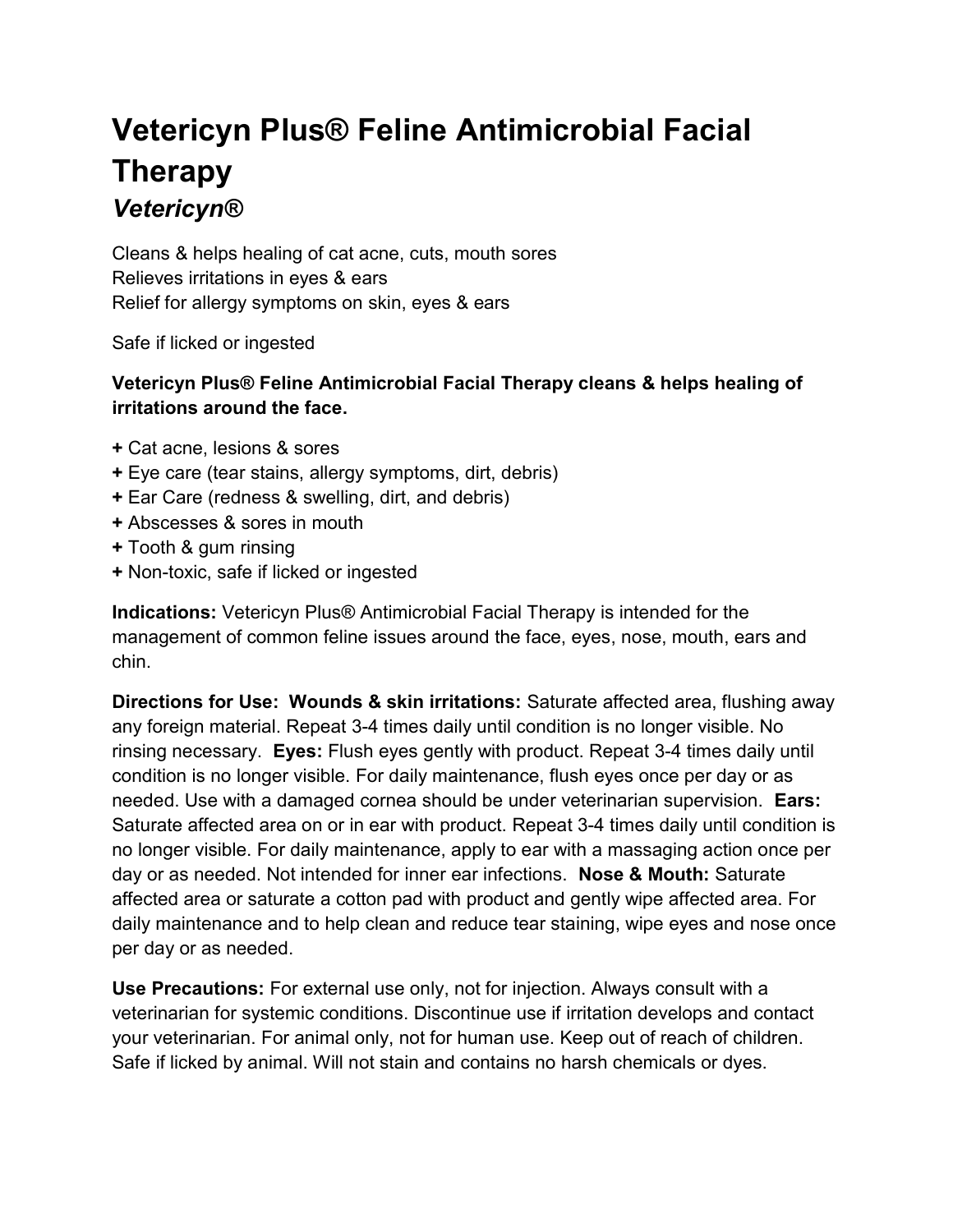# Vetericyn Plus® Feline Antimicrobial Facial Therapy

## *Vetericyn®*

Cleans & helps healing of cat acne, cuts, mouth sores
Relieves irritations in eyes & ears
Relief for allergy symptoms on skin, eyes & ears

Safe if licked or ingested

**Vetericyn Plus® Feline Antimicrobial Facial Therapy cleans & helps healing of irritations around the face.**

**+** Cat acne, lesions & sores
**+** Eye care (tear stains, allergy symptoms, dirt, debris)
**+** Ear Care (redness & swelling, dirt, and debris)
**+** Abscesses & sores in mouth
**+** Tooth & gum rinsing
**+** Non-toxic, safe if licked or ingested

**Indications:** Vetericyn Plus® Antimicrobial Facial Therapy is intended for the management of common feline issues around the face, eyes, nose, mouth, ears and chin.

**Directions for Use:** **Wounds & skin irritations:** Saturate affected area, flushing away any foreign material. Repeat 3-4 times daily until condition is no longer visible. No rinsing necessary. **Eyes:** Flush eyes gently with product. Repeat 3-4 times daily until condition is no longer visible. For daily maintenance, flush eyes once per day or as needed. Use with a damaged cornea should be under veterinarian supervision. **Ears:** Saturate affected area on or in ear with product. Repeat 3-4 times daily until condition is no longer visible. For daily maintenance, apply to ear with a massaging action once per day or as needed. Not intended for inner ear infections. **Nose & Mouth:** Saturate affected area or saturate a cotton pad with product and gently wipe affected area. For daily maintenance and to help clean and reduce tear staining, wipe eyes and nose once per day or as needed.

**Use Precautions:** For external use only, not for injection. Always consult with a veterinarian for systemic conditions. Discontinue use if irritation develops and contact your veterinarian. For animal only, not for human use. Keep out of reach of children. Safe if licked by animal. Will not stain and contains no harsh chemicals or dyes.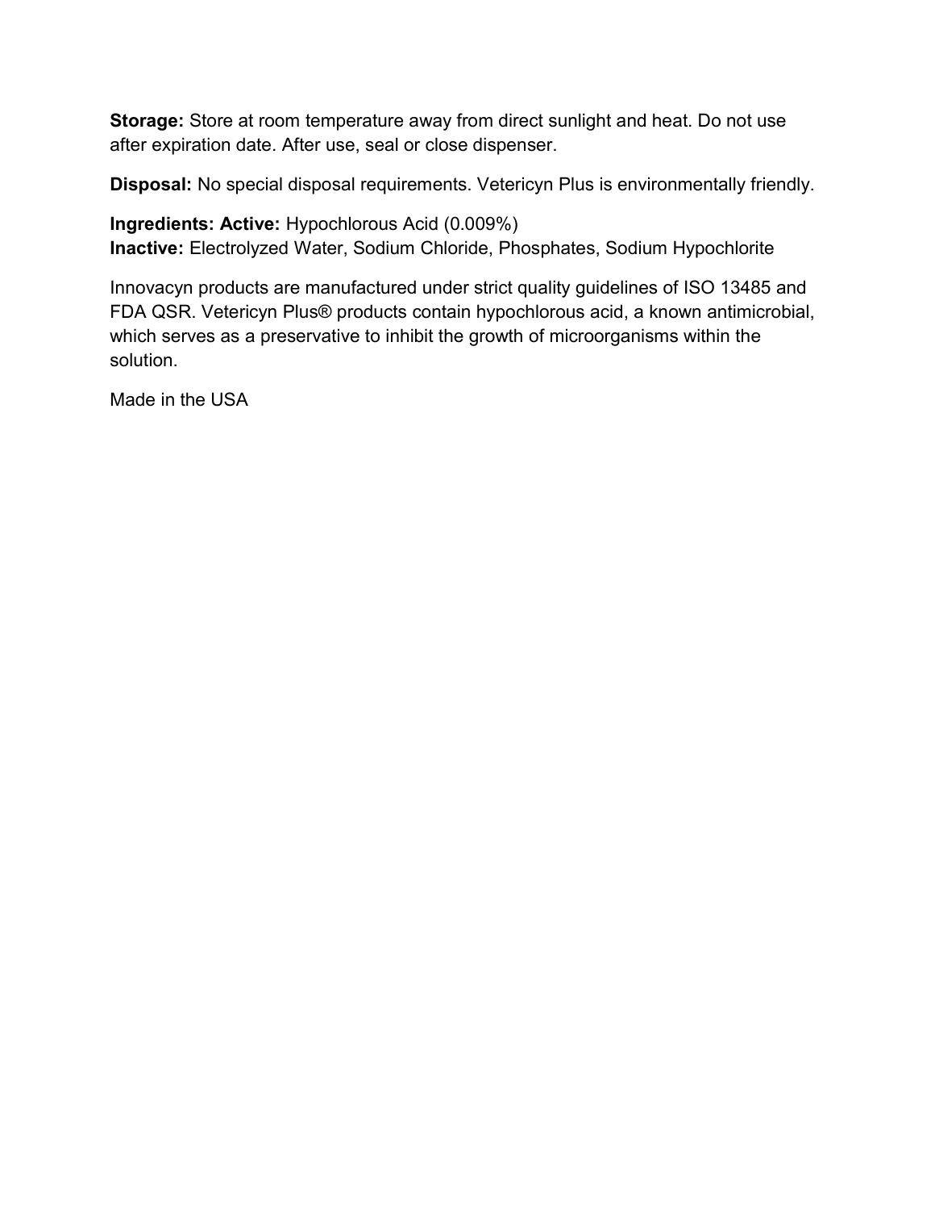**Storage:** Store at room temperature away from direct sunlight and heat. Do not use after expiration date. After use, seal or close dispenser.

**Disposal:** No special disposal requirements. Vetericyn Plus is environmentally friendly.

**Ingredients: Active:** Hypochlorous Acid (0.009%)
**Inactive:** Electrolyzed Water, Sodium Chloride, Phosphates, Sodium Hypochlorite

Innovacyn products are manufactured under strict quality guidelines of ISO 13485 and FDA QSR. Vetericyn Plus® products contain hypochlorous acid, a known antimicrobial, which serves as a preservative to inhibit the growth of microorganisms within the solution.

Made in the USA